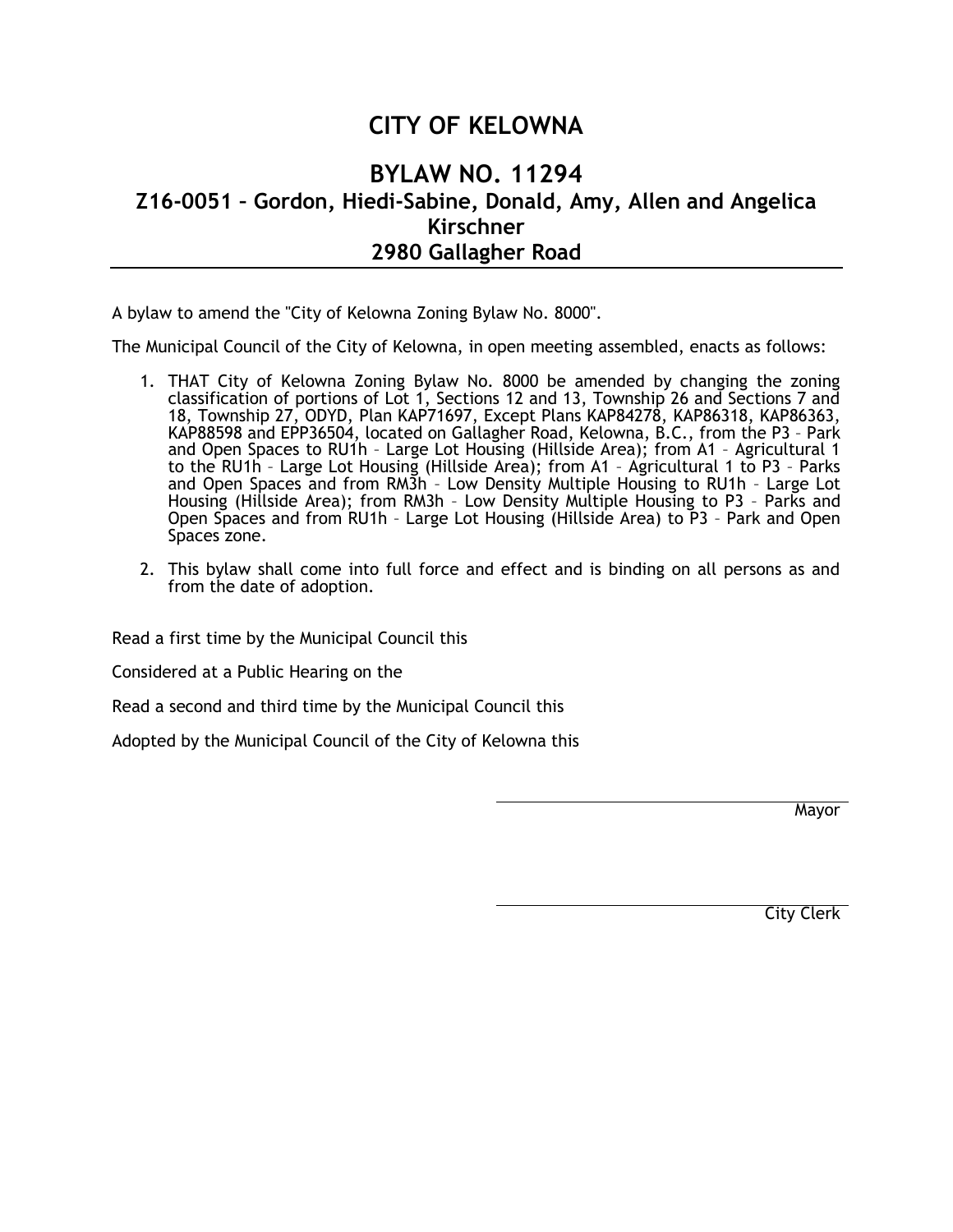# CITY OF KELOWNA

## BYLAW NO. 11294
## Z16-0051 – Gordon, Hiedi-Sabine, Donald, Amy, Allen and Angelica Kirschner
## 2980 Gallagher Road

A bylaw to amend the "City of Kelowna Zoning Bylaw No. 8000".

The Municipal Council of the City of Kelowna, in open meeting assembled, enacts as follows:

1. THAT City of Kelowna Zoning Bylaw No. 8000 be amended by changing the zoning classification of portions of Lot 1, Sections 12 and 13, Township 26 and Sections 7 and 18, Township 27, ODYD, Plan KAP71697, Except Plans KAP84278, KAP86318, KAP86363, KAP88598 and EPP36504, located on Gallagher Road, Kelowna, B.C., from the P3 – Park and Open Spaces to RU1h – Large Lot Housing (Hillside Area); from A1 – Agricultural 1 to the RU1h – Large Lot Housing (Hillside Area); from A1 – Agricultural 1 to P3 – Parks and Open Spaces and from RM3h – Low Density Multiple Housing to RU1h – Large Lot Housing (Hillside Area); from RM3h – Low Density Multiple Housing to P3 – Parks and Open Spaces and from RU1h – Large Lot Housing (Hillside Area) to P3 – Park and Open Spaces zone.

2. This bylaw shall come into full force and effect and is binding on all persons as and from the date of adoption.

Read a first time by the Municipal Council this

Considered at a Public Hearing on the

Read a second and third time by the Municipal Council this

Adopted by the Municipal Council of the City of Kelowna this

Mayor

City Clerk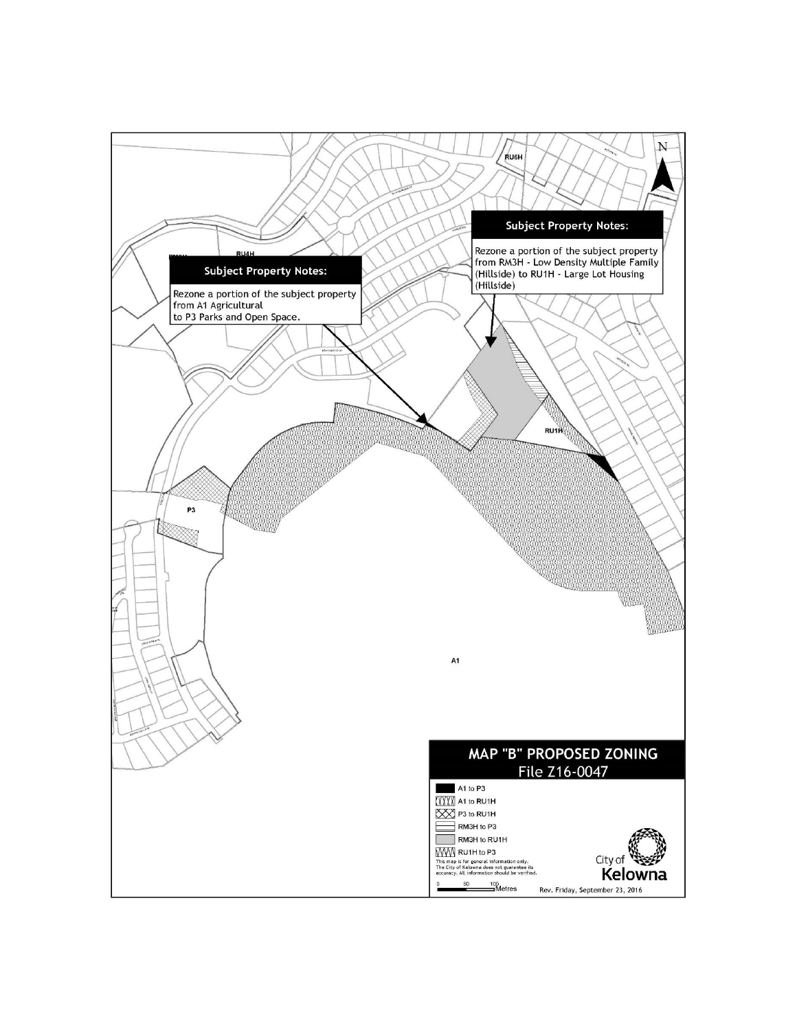**Subject Property Notes:**

Rezone a portion of the subject property from RM3H - Low Density Multiple Family (Hillside) to RU1H - Large Lot Housing (Hillside)

**Subject Property Notes:**

Rezone a portion of the subject property from A1 Agricultural to P3 Parks and Open Space.

RU6H

RU4H

RU1H

P3

A1

N

## MAP "B" PROPOSED ZONING

File Z16-0047

A1 to P3

A1 to RU1H

P3 to RU1H

RM3H to P3

RM3H to RU1H

RU1H to P3

This map is for general information only. The City of Kelowna does not guarantee its accuracy. All information should be verified.

0 50 100 Metres

City of Kelowna

Rev. Friday, September 23, 2016